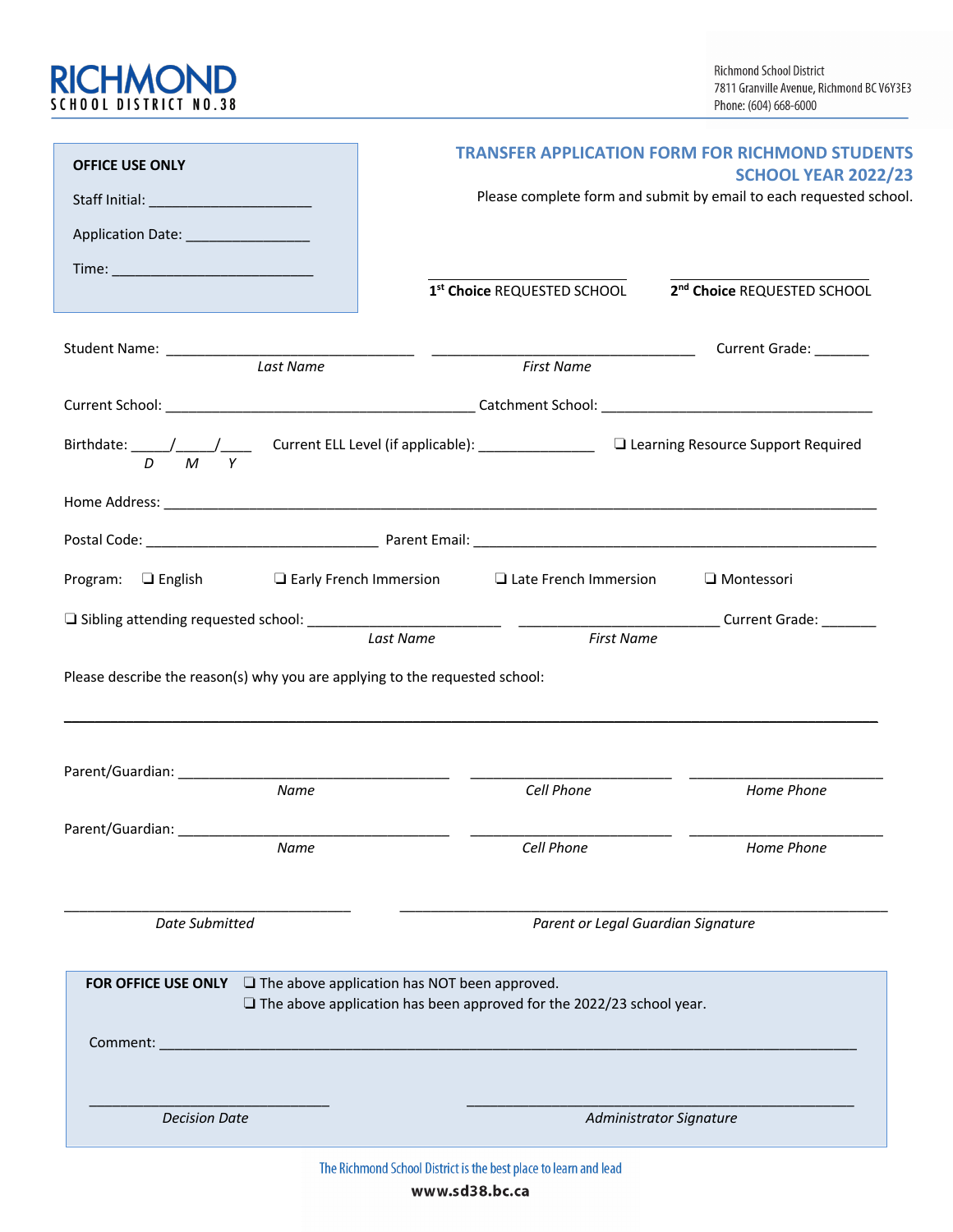**RICHMOND**
SCHOOL DISTRICT NO.38

Richmond School District
7811 Granville Avenue, Richmond BC V6Y3E3
Phone: (604) 668-6000

**OFFICE USE ONLY**

Staff Initial: ____________________

Application Date: _______________

Time: _________________________

## TRANSFER APPLICATION FORM FOR RICHMOND STUDENTS SCHOOL YEAR 2022/23

Please complete form and submit by email to each requested school.

________________________ **1st Choice** REQUESTED SCHOOL

________________________ **2nd Choice** REQUESTED SCHOOL

Student Name: ______________________________ (*Last Name*) ______________________________ (*First Name*) Current Grade: _______

Current School: ________________________________________ Catchment School: ___________________________________

Birthdate: _____/_____/____ (*D M Y*) Current ELL Level (if applicable): _______________ ❑ Learning Resource Support Required

Home Address: _________________________________________________________________________________________

Postal Code: _____________________________ Parent Email: ___________________________________________________

Program: ❑ English ❑ Early French Immersion ❑ Late French Immersion ❑ Montessori

❑ Sibling attending requested school: ________________________ (*Last Name*) _________________________ (*First Name*) Current Grade: _______

Please describe the reason(s) why you are applying to the requested school:

_____________________________________________________________________________________________________

Parent/Guardian: __________________________________ (*Name*) _________________________ (*Cell Phone*) ________________________ (*Home Phone*)

Parent/Guardian: __________________________________ (*Name*) _________________________ (*Cell Phone*) ________________________ (*Home Phone*)

___________________________________ *Date Submitted*

____________________________________________________________ *Parent or Legal Guardian Signature*

**FOR OFFICE USE ONLY**
❑ The above application has NOT been approved.
❑ The above application has been approved for the 2022/23 school year.

Comment: _______________________________________________________________________________________

______________________________ *Decision Date*

_______________________________________________ *Administrator Signature*

The Richmond School District is the best place to learn and lead

**www.sd38.bc.ca**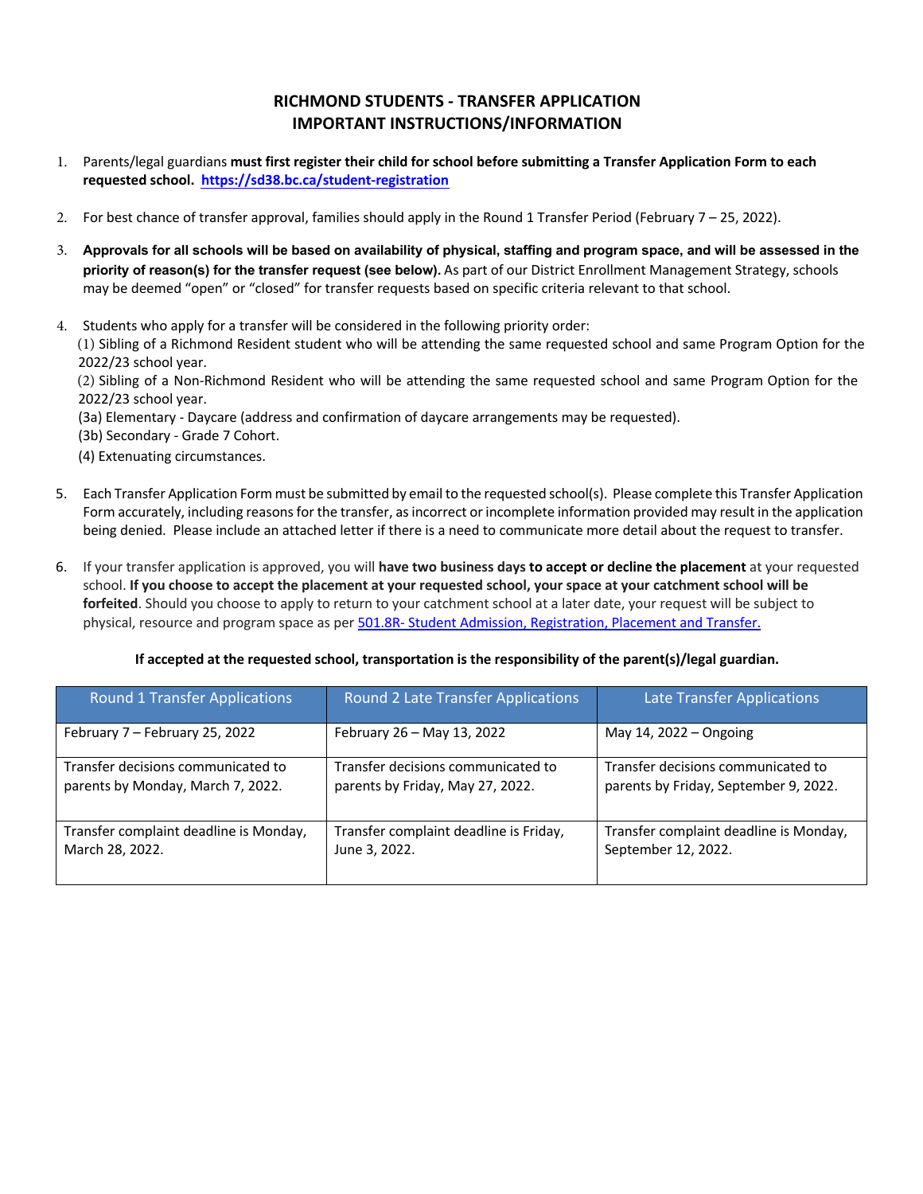# RICHMOND STUDENTS - TRANSFER APPLICATION
# IMPORTANT INSTRUCTIONS/INFORMATION

1. Parents/legal guardians **must first register their child for school before submitting a Transfer Application Form to each requested school.** **https://sd38.bc.ca/student-registration**

2. For best chance of transfer approval, families should apply in the Round 1 Transfer Period (February 7 – 25, 2022).

3. **Approvals for all schools will be based on availability of physical, staffing and program space, and will be assessed in the priority of reason(s) for the transfer request (see below).** As part of our District Enrollment Management Strategy, schools may be deemed "open" or "closed" for transfer requests based on specific criteria relevant to that school.

4. Students who apply for a transfer will be considered in the following priority order:
   (1) Sibling of a Richmond Resident student who will be attending the same requested school and same Program Option for the 2022/23 school year.
   (2) Sibling of a Non-Richmond Resident who will be attending the same requested school and same Program Option for the 2022/23 school year.
   (3a) Elementary - Daycare (address and confirmation of daycare arrangements may be requested).
   (3b) Secondary - Grade 7 Cohort.
   (4) Extenuating circumstances.

5. Each Transfer Application Form must be submitted by email to the requested school(s). Please complete this Transfer Application Form accurately, including reasons for the transfer, as incorrect or incomplete information provided may result in the application being denied. Please include an attached letter if there is a need to communicate more detail about the request to transfer.

6. If your transfer application is approved, you will **have two business days to accept or decline the placement** at your requested school. **If you choose to accept the placement at your requested school, your space at your catchment school will be forfeited**. Should you choose to apply to return to your catchment school at a later date, your request will be subject to physical, resource and program space as per 501.8R- Student Admission, Registration, Placement and Transfer.

**If accepted at the requested school, transportation is the responsibility of the parent(s)/legal guardian.**

| Round 1 Transfer Applications | Round 2 Late Transfer Applications | Late Transfer Applications |
|---|---|---|
| February 7 – February 25, 2022 | February 26 – May 13, 2022 | May 14, 2022 – Ongoing |
| Transfer decisions communicated to parents by Monday, March 7, 2022. | Transfer decisions communicated to parents by Friday, May 27, 2022. | Transfer decisions communicated to parents by Friday, September 9, 2022. |
| Transfer complaint deadline is Monday, March 28, 2022. | Transfer complaint deadline is Friday, June 3, 2022. | Transfer complaint deadline is Monday, September 12, 2022. |